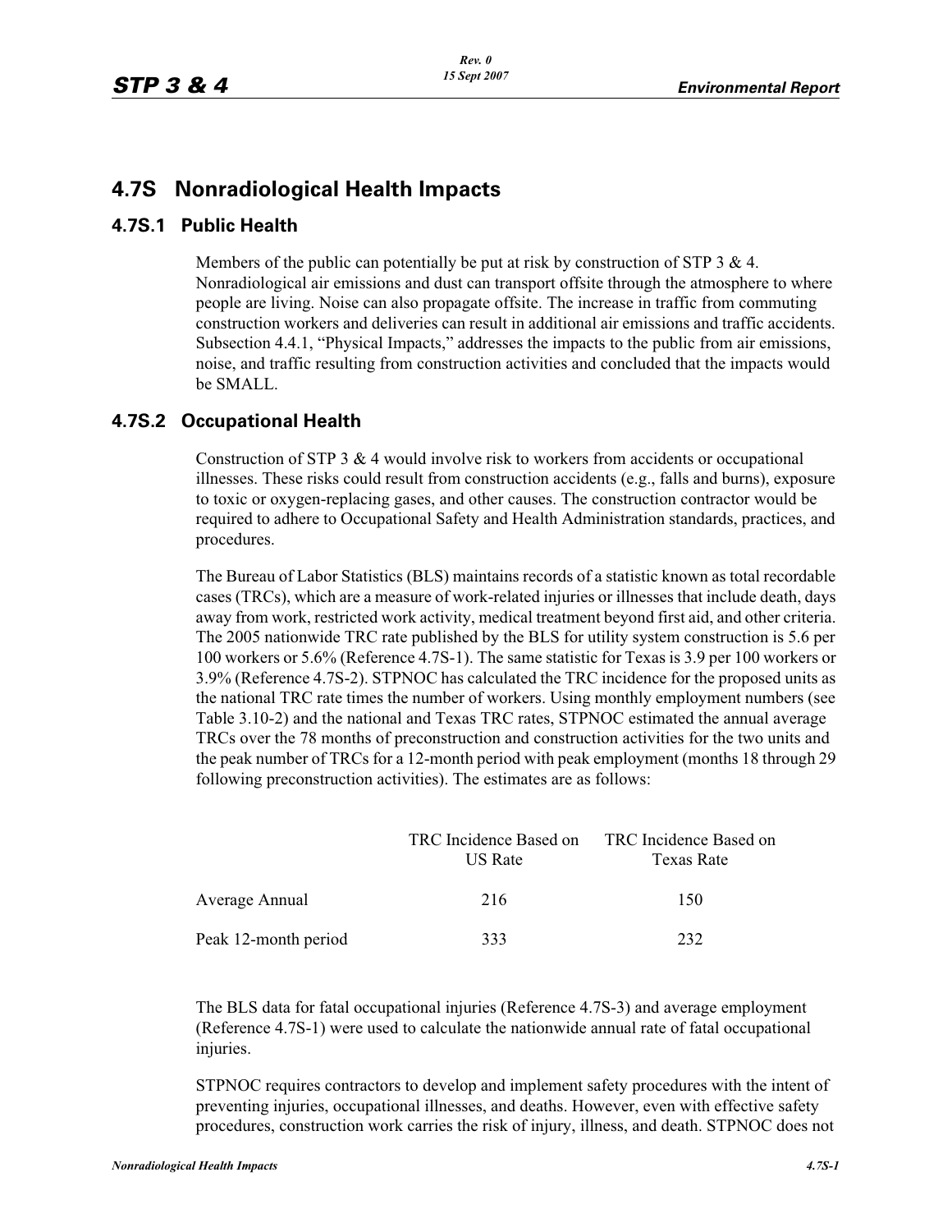## 4.7S Nonradiological Health Impacts

### 4.7S.1 Public Health

Members of the public can potentially be put at risk by construction of STP 3 & 4. Nonradiological air emissions and dust can transport offsite through the atmosphere to where people are living. Noise can also propagate offsite. The increase in traffic from commuting construction workers and deliveries can result in additional air emissions and traffic accidents. Subsection 4.4.1, "Physical Impacts," addresses the impacts to the public from air emissions, noise, and traffic resulting from construction activities and concluded that the impacts would be SMALL.

### 4.7S.2 Occupational Health

Construction of STP 3 & 4 would involve risk to workers from accidents or occupational illnesses. These risks could result from construction accidents (e.g., falls and burns), exposure to toxic or oxygen-replacing gases, and other causes. The construction contractor would be required to adhere to Occupational Safety and Health Administration standards, practices, and procedures.

The Bureau of Labor Statistics (BLS) maintains records of a statistic known as total recordable cases (TRCs), which are a measure of work-related injuries or illnesses that include death, days away from work, restricted work activity, medical treatment beyond first aid, and other criteria. The 2005 nationwide TRC rate published by the BLS for utility system construction is 5.6 per 100 workers or 5.6% (Reference 4.7S-1). The same statistic for Texas is 3.9 per 100 workers or 3.9% (Reference 4.7S-2). STPNOC has calculated the TRC incidence for the proposed units as the national TRC rate times the number of workers. Using monthly employment numbers (see Table 3.10-2) and the national and Texas TRC rates, STPNOC estimated the annual average TRCs over the 78 months of preconstruction and construction activities for the two units and the peak number of TRCs for a 12-month period with peak employment (months 18 through 29 following preconstruction activities). The estimates are as follows:

| | TRC Incidence Based on US Rate | TRC Incidence Based on Texas Rate |
|---|---|---|
| Average Annual | 216 | 150 |
| Peak 12-month period | 333 | 232 |

The BLS data for fatal occupational injuries (Reference 4.7S-3) and average employment (Reference 4.7S-1) were used to calculate the nationwide annual rate of fatal occupational injuries.

STPNOC requires contractors to develop and implement safety procedures with the intent of preventing injuries, occupational illnesses, and deaths. However, even with effective safety procedures, construction work carries the risk of injury, illness, and death. STPNOC does not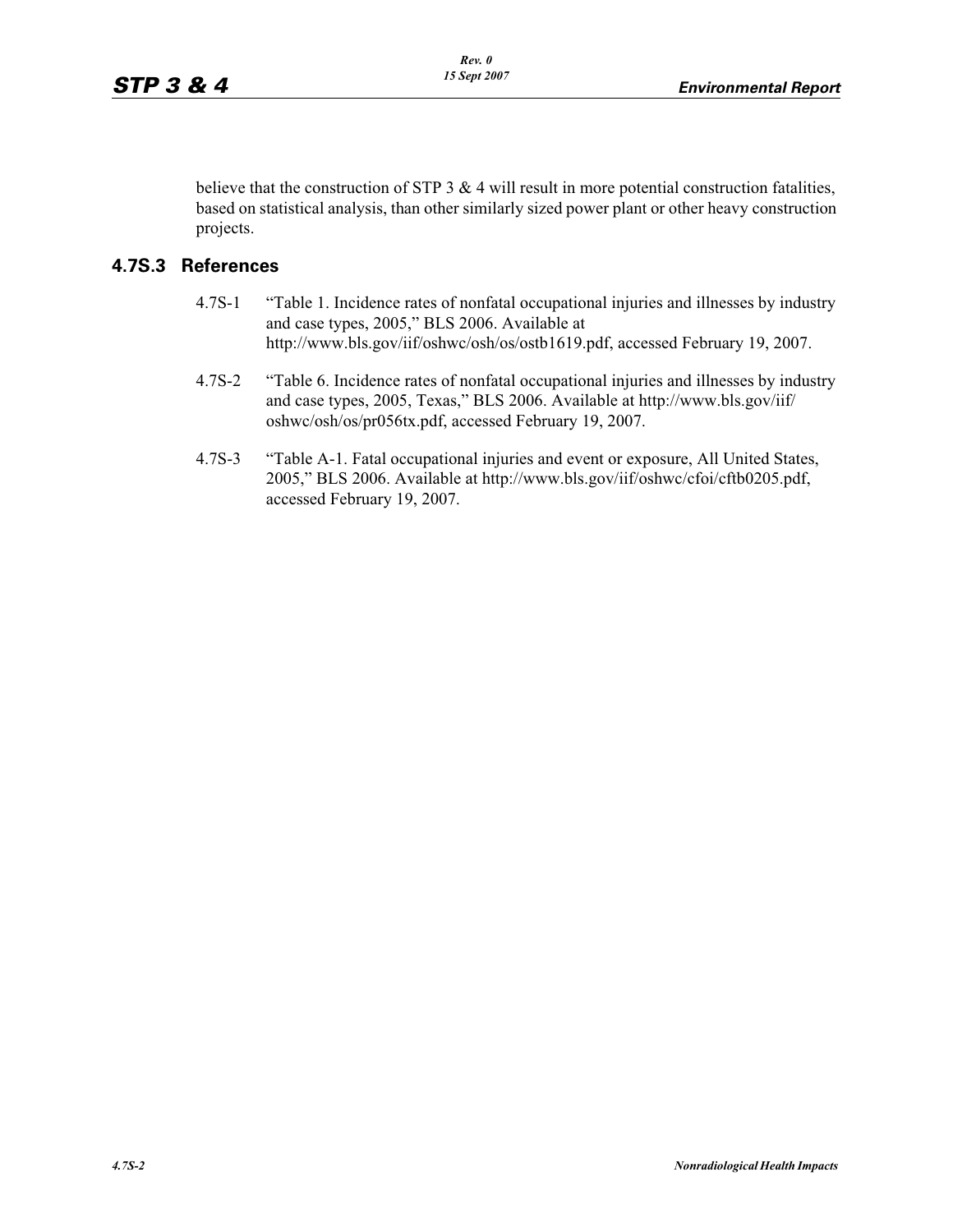believe that the construction of STP 3 & 4 will result in more potential construction fatalities, based on statistical analysis, than other similarly sized power plant or other heavy construction projects.

## 4.7S.3 References

4.7S-1 "Table 1. Incidence rates of nonfatal occupational injuries and illnesses by industry and case types, 2005," BLS 2006. Available at http://www.bls.gov/iif/oshwc/osh/os/ostb1619.pdf, accessed February 19, 2007.

4.7S-2 "Table 6. Incidence rates of nonfatal occupational injuries and illnesses by industry and case types, 2005, Texas," BLS 2006. Available at http://www.bls.gov/iif/oshwc/osh/os/pr056tx.pdf, accessed February 19, 2007.

4.7S-3 "Table A-1. Fatal occupational injuries and event or exposure, All United States, 2005," BLS 2006. Available at http://www.bls.gov/iif/oshwc/cfoi/cftb0205.pdf, accessed February 19, 2007.